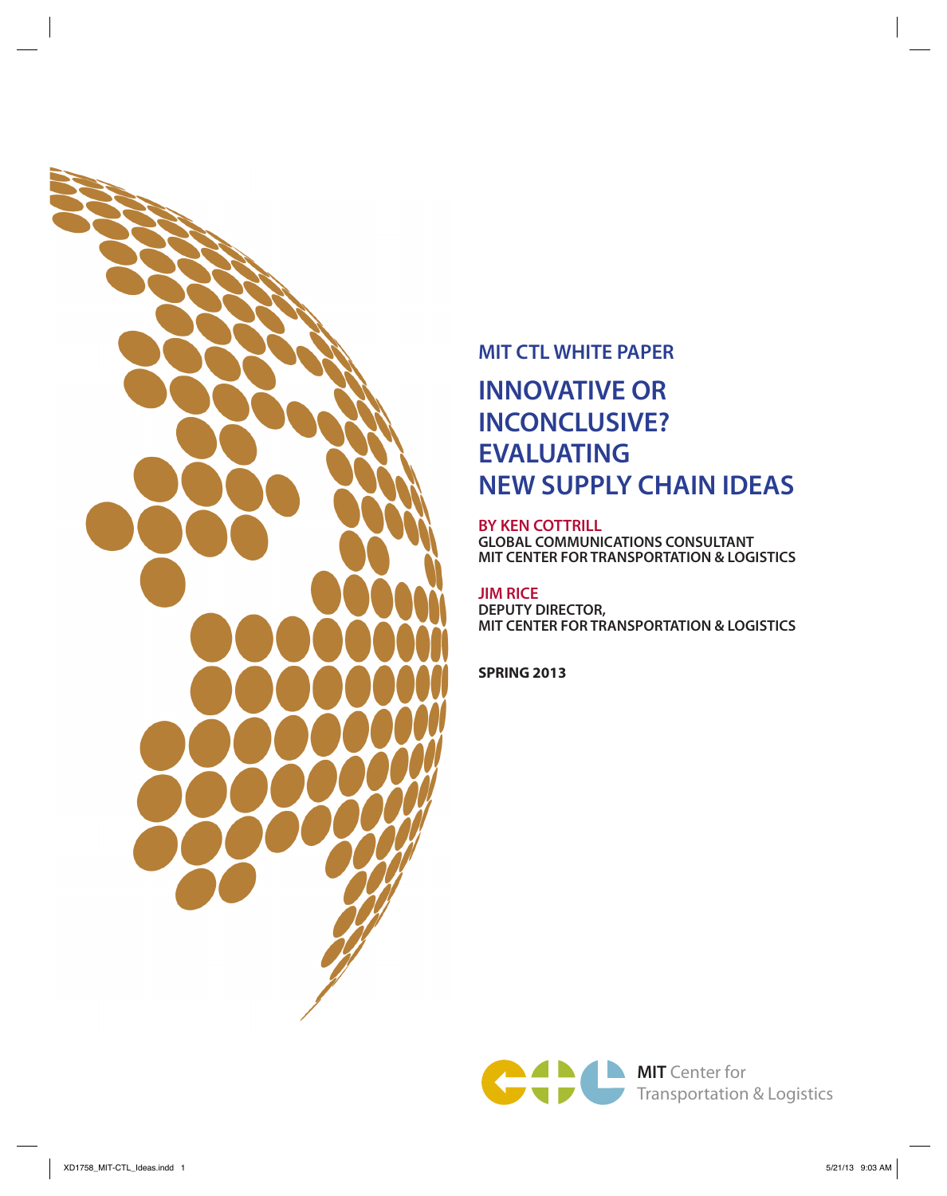MIT CTL WHITE PAPER

# INNOVATIVE OR INCONCLUSIVE? EVALUATING NEW SUPPLY CHAIN IDEAS

**BY KEN COTTRILL**
GLOBAL COMMUNICATIONS CONSULTANT
MIT CENTER FOR TRANSPORTATION & LOGISTICS

**JIM RICE**
DEPUTY DIRECTOR,
MIT CENTER FOR TRANSPORTATION & LOGISTICS

**SPRING 2013**

**MIT** Center for Transportation & Logistics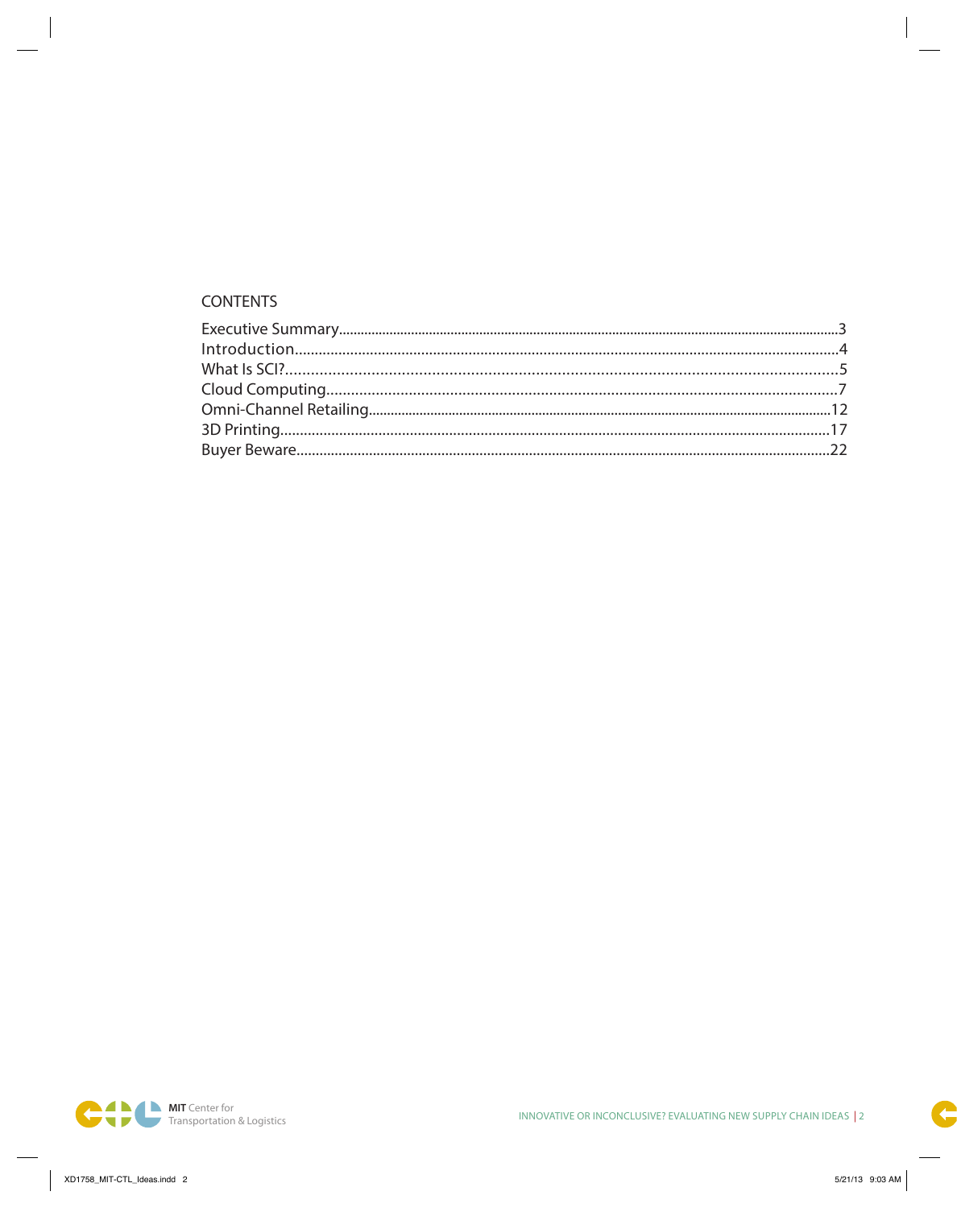## CONTENTS

- Executive Summary........3
- Introduction........4
- What Is SCI?........5
- Cloud Computing........7
- Omni-Channel Retailing........12
- 3D Printing........17
- Buyer Beware........22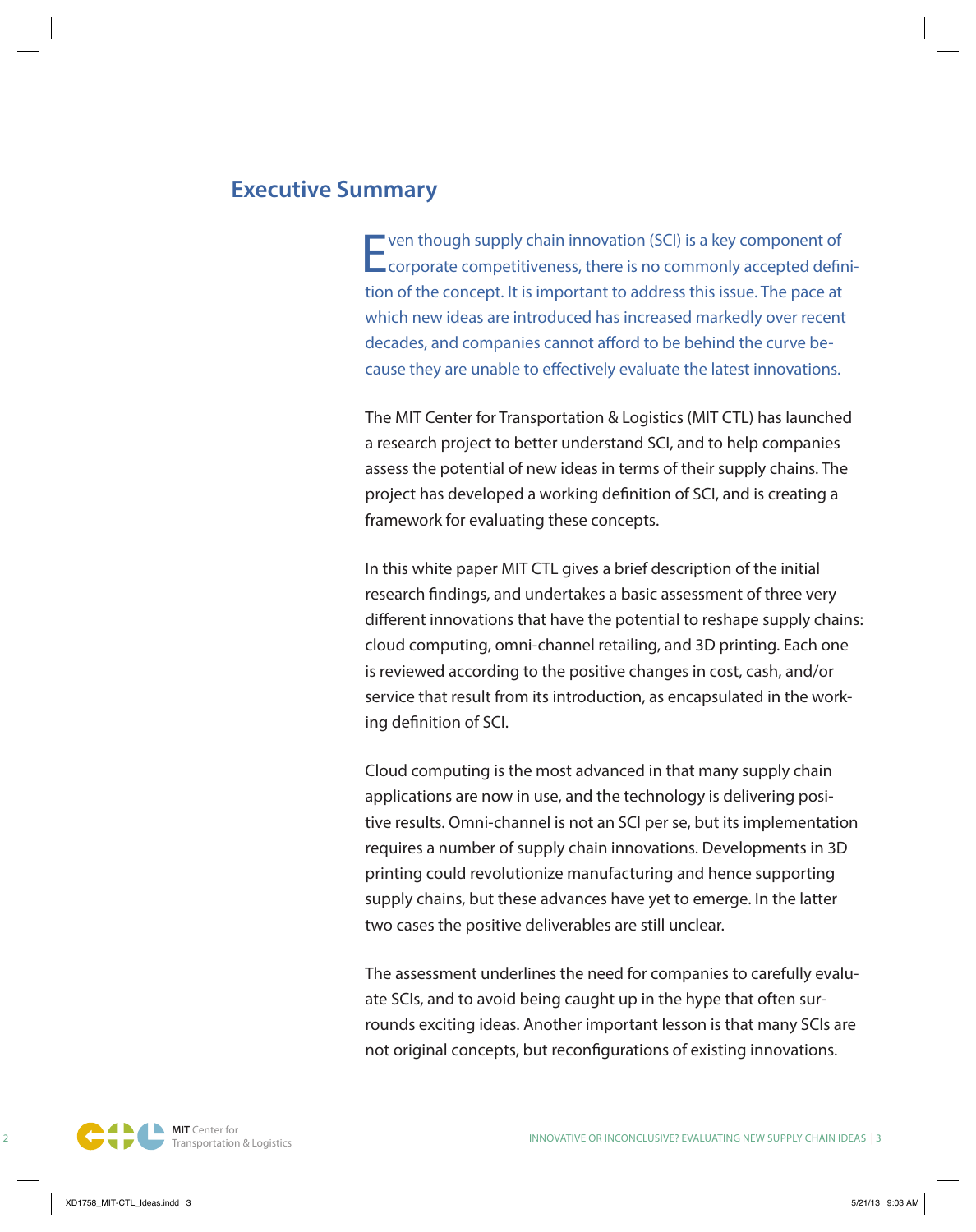## Executive Summary

Even though supply chain innovation (SCI) is a key component of corporate competitiveness, there is no commonly accepted definition of the concept. It is important to address this issue. The pace at which new ideas are introduced has increased markedly over recent decades, and companies cannot afford to be behind the curve because they are unable to effectively evaluate the latest innovations.

The MIT Center for Transportation & Logistics (MIT CTL) has launched a research project to better understand SCI, and to help companies assess the potential of new ideas in terms of their supply chains. The project has developed a working definition of SCI, and is creating a framework for evaluating these concepts.

In this white paper MIT CTL gives a brief description of the initial research findings, and undertakes a basic assessment of three very different innovations that have the potential to reshape supply chains: cloud computing, omni-channel retailing, and 3D printing. Each one is reviewed according to the positive changes in cost, cash, and/or service that result from its introduction, as encapsulated in the working definition of SCI.

Cloud computing is the most advanced in that many supply chain applications are now in use, and the technology is delivering positive results. Omni-channel is not an SCI per se, but its implementation requires a number of supply chain innovations. Developments in 3D printing could revolutionize manufacturing and hence supporting supply chains, but these advances have yet to emerge. In the latter two cases the positive deliverables are still unclear.

The assessment underlines the need for companies to carefully evaluate SCIs, and to avoid being caught up in the hype that often surrounds exciting ideas. Another important lesson is that many SCIs are not original concepts, but reconfigurations of existing innovations.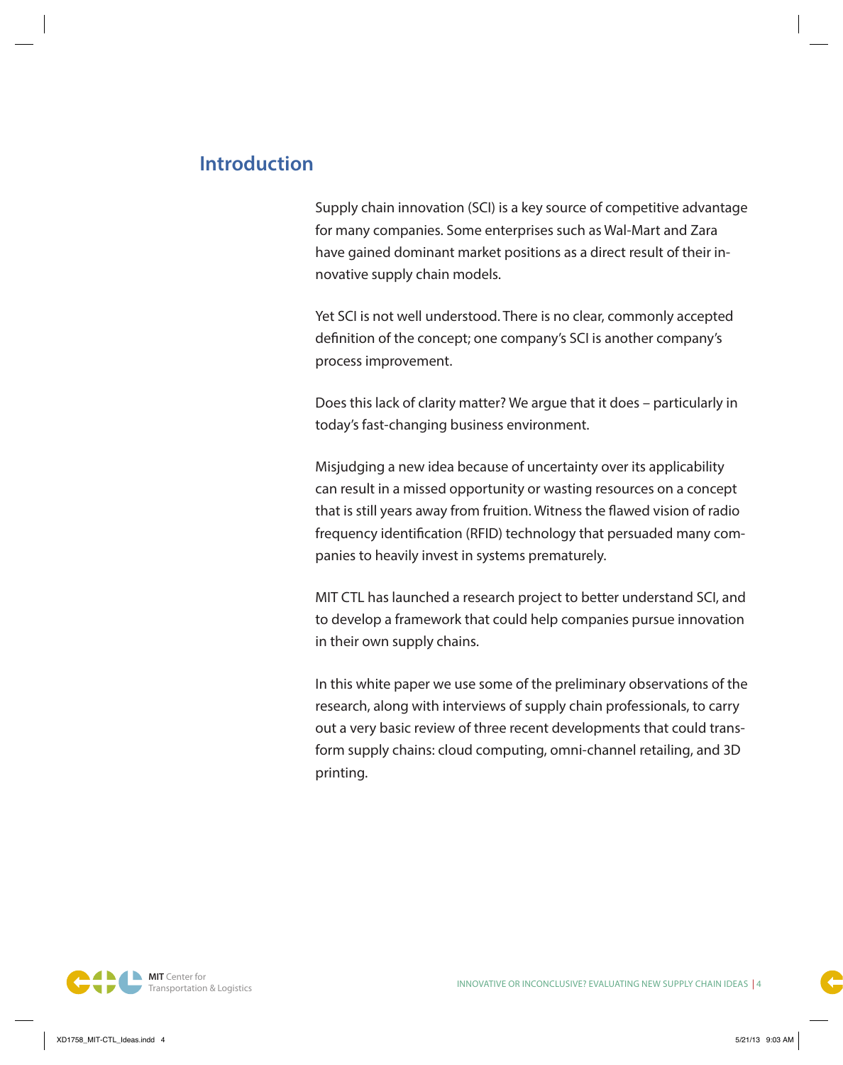## Introduction

Supply chain innovation (SCI) is a key source of competitive advantage for many companies. Some enterprises such as Wal-Mart and Zara have gained dominant market positions as a direct result of their innovative supply chain models.

Yet SCI is not well understood. There is no clear, commonly accepted definition of the concept; one company's SCI is another company's process improvement.

Does this lack of clarity matter? We argue that it does – particularly in today's fast-changing business environment.

Misjudging a new idea because of uncertainty over its applicability can result in a missed opportunity or wasting resources on a concept that is still years away from fruition. Witness the flawed vision of radio frequency identification (RFID) technology that persuaded many companies to heavily invest in systems prematurely.

MIT CTL has launched a research project to better understand SCI, and to develop a framework that could help companies pursue innovation in their own supply chains.

In this white paper we use some of the preliminary observations of the research, along with interviews of supply chain professionals, to carry out a very basic review of three recent developments that could transform supply chains: cloud computing, omni-channel retailing, and 3D printing.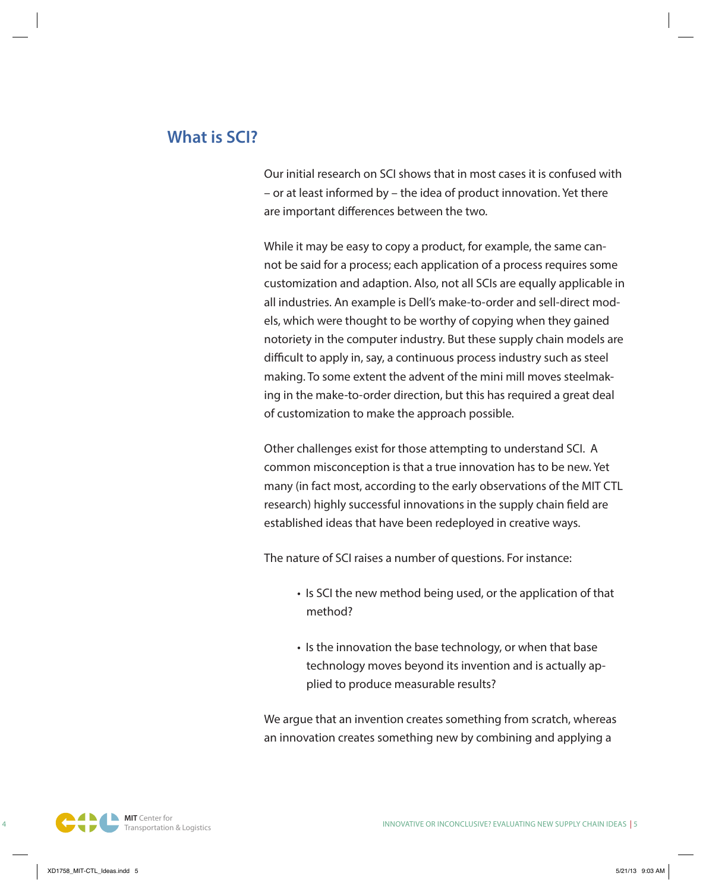## What is SCI?

Our initial research on SCI shows that in most cases it is confused with – or at least informed by – the idea of product innovation. Yet there are important differences between the two.

While it may be easy to copy a product, for example, the same cannot be said for a process; each application of a process requires some customization and adaption. Also, not all SCIs are equally applicable in all industries. An example is Dell's make-to-order and sell-direct models, which were thought to be worthy of copying when they gained notoriety in the computer industry. But these supply chain models are difficult to apply in, say, a continuous process industry such as steel making. To some extent the advent of the mini mill moves steelmaking in the make-to-order direction, but this has required a great deal of customization to make the approach possible.

Other challenges exist for those attempting to understand SCI. A common misconception is that a true innovation has to be new. Yet many (in fact most, according to the early observations of the MIT CTL research) highly successful innovations in the supply chain field are established ideas that have been redeployed in creative ways.

The nature of SCI raises a number of questions. For instance:

- Is SCI the new method being used, or the application of that method?
- Is the innovation the base technology, or when that base technology moves beyond its invention and is actually applied to produce measurable results?

We argue that an invention creates something from scratch, whereas an innovation creates something new by combining and applying a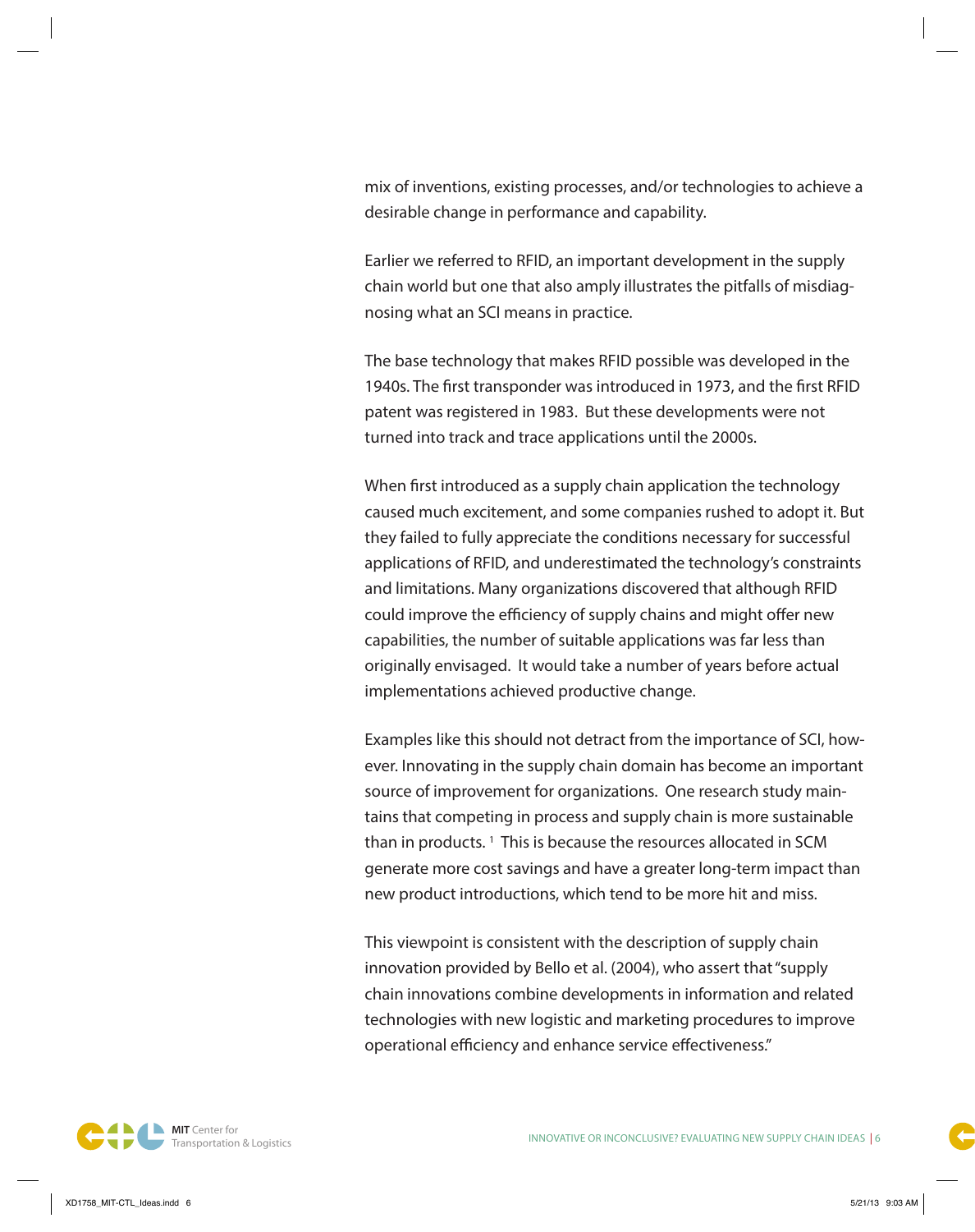mix of inventions, existing processes, and/or technologies to achieve a desirable change in performance and capability.

Earlier we referred to RFID, an important development in the supply chain world but one that also amply illustrates the pitfalls of misdiagnosing what an SCI means in practice.

The base technology that makes RFID possible was developed in the 1940s. The first transponder was introduced in 1973, and the first RFID patent was registered in 1983. But these developments were not turned into track and trace applications until the 2000s.

When first introduced as a supply chain application the technology caused much excitement, and some companies rushed to adopt it. But they failed to fully appreciate the conditions necessary for successful applications of RFID, and underestimated the technology's constraints and limitations. Many organizations discovered that although RFID could improve the efficiency of supply chains and might offer new capabilities, the number of suitable applications was far less than originally envisaged. It would take a number of years before actual implementations achieved productive change.

Examples like this should not detract from the importance of SCI, however. Innovating in the supply chain domain has become an important source of improvement for organizations. One research study maintains that competing in process and supply chain is more sustainable than in products. [1] This is because the resources allocated in SCM generate more cost savings and have a greater long-term impact than new product introductions, which tend to be more hit and miss.

This viewpoint is consistent with the description of supply chain innovation provided by Bello et al. (2004), who assert that "supply chain innovations combine developments in information and related technologies with new logistic and marketing procedures to improve operational efficiency and enhance service effectiveness."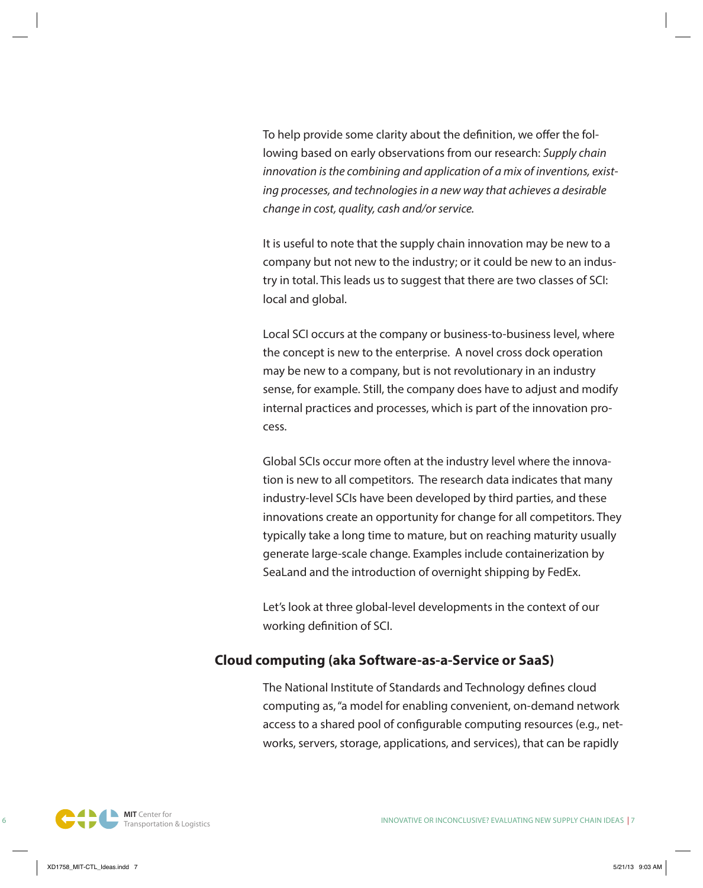To help provide some clarity about the definition, we offer the following based on early observations from our research: *Supply chain innovation is the combining and application of a mix of inventions, existing processes, and technologies in a new way that achieves a desirable change in cost, quality, cash and/or service.*

It is useful to note that the supply chain innovation may be new to a company but not new to the industry; or it could be new to an industry in total. This leads us to suggest that there are two classes of SCI: local and global.

Local SCI occurs at the company or business-to-business level, where the concept is new to the enterprise. A novel cross dock operation may be new to a company, but is not revolutionary in an industry sense, for example. Still, the company does have to adjust and modify internal practices and processes, which is part of the innovation process.

Global SCIs occur more often at the industry level where the innovation is new to all competitors. The research data indicates that many industry-level SCIs have been developed by third parties, and these innovations create an opportunity for change for all competitors. They typically take a long time to mature, but on reaching maturity usually generate large-scale change. Examples include containerization by SeaLand and the introduction of overnight shipping by FedEx.

Let's look at three global-level developments in the context of our working definition of SCI.

## Cloud computing (aka Software-as-a-Service or SaaS)

The National Institute of Standards and Technology defines cloud computing as, "a model for enabling convenient, on-demand network access to a shared pool of configurable computing resources (e.g., networks, servers, storage, applications, and services), that can be rapidly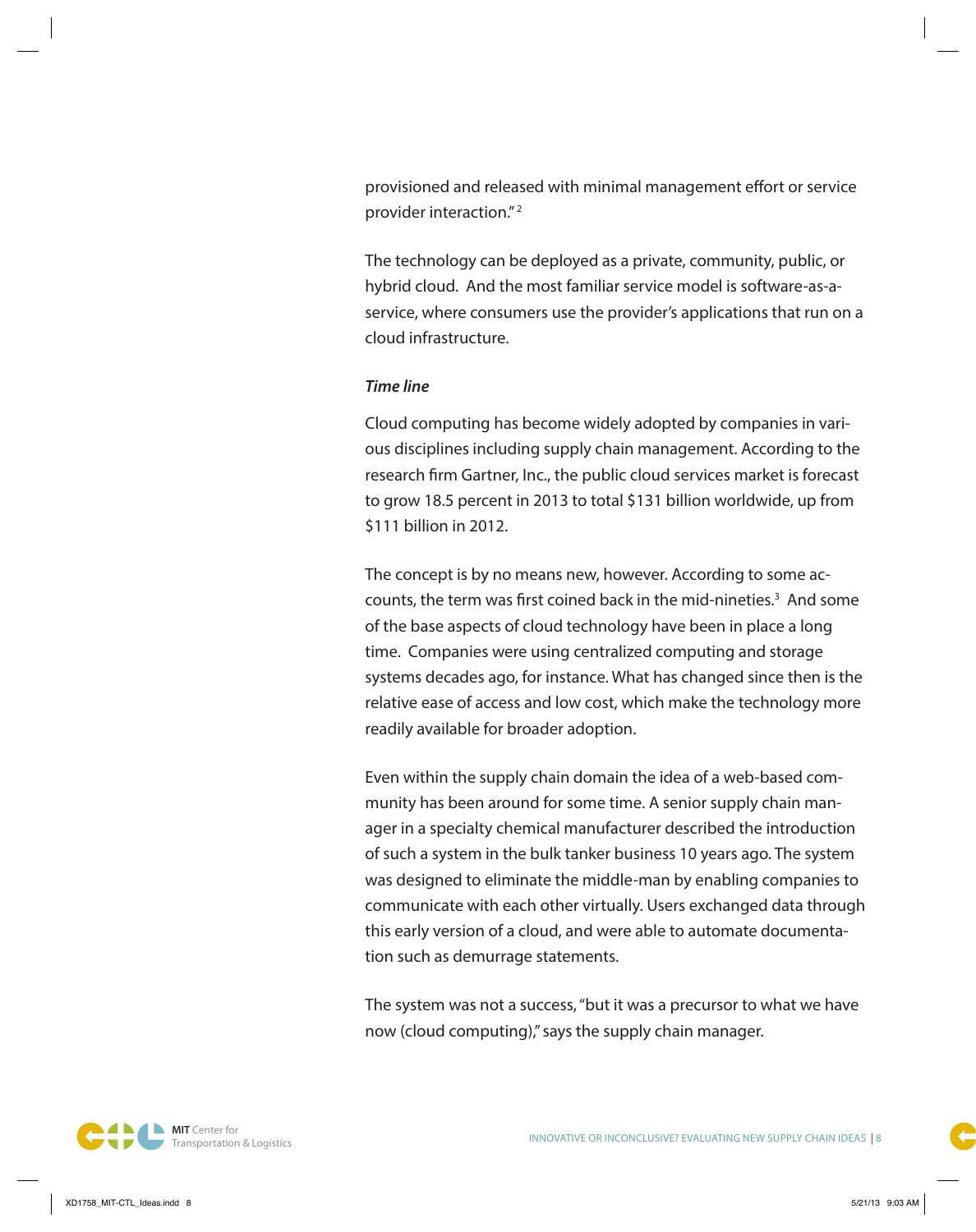provisioned and released with minimal management effort or service provider interaction."[2]

The technology can be deployed as a private, community, public, or hybrid cloud. And the most familiar service model is software-as-a-service, where consumers use the provider's applications that run on a cloud infrastructure.

***Time line***

Cloud computing has become widely adopted by companies in various disciplines including supply chain management. According to the research firm Gartner, Inc., the public cloud services market is forecast to grow 18.5 percent in 2013 to total $131 billion worldwide, up from $111 billion in 2012.

The concept is by no means new, however. According to some accounts, the term was first coined back in the mid-nineties.[3] And some of the base aspects of cloud technology have been in place a long time. Companies were using centralized computing and storage systems decades ago, for instance. What has changed since then is the relative ease of access and low cost, which make the technology more readily available for broader adoption.

Even within the supply chain domain the idea of a web-based community has been around for some time. A senior supply chain manager in a specialty chemical manufacturer described the introduction of such a system in the bulk tanker business 10 years ago. The system was designed to eliminate the middle-man by enabling companies to communicate with each other virtually. Users exchanged data through this early version of a cloud, and were able to automate documentation such as demurrage statements.

The system was not a success, "but it was a precursor to what we have now (cloud computing)," says the supply chain manager.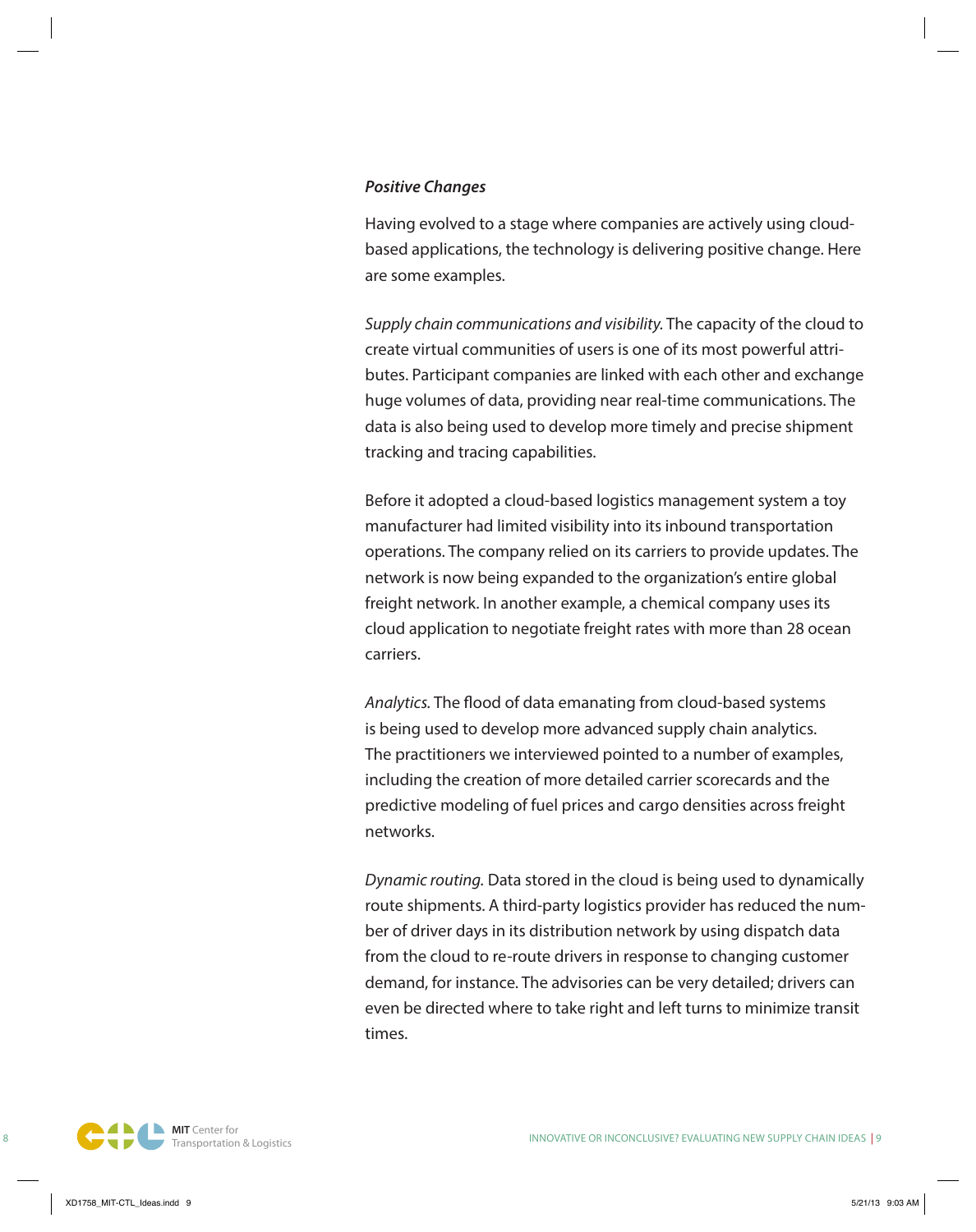### *Positive Changes*

Having evolved to a stage where companies are actively using cloud-based applications, the technology is delivering positive change. Here are some examples.

*Supply chain communications and visibility.* The capacity of the cloud to create virtual communities of users is one of its most powerful attributes. Participant companies are linked with each other and exchange huge volumes of data, providing near real-time communications. The data is also being used to develop more timely and precise shipment tracking and tracing capabilities.

Before it adopted a cloud-based logistics management system a toy manufacturer had limited visibility into its inbound transportation operations. The company relied on its carriers to provide updates. The network is now being expanded to the organization's entire global freight network. In another example, a chemical company uses its cloud application to negotiate freight rates with more than 28 ocean carriers.

*Analytics.* The flood of data emanating from cloud-based systems is being used to develop more advanced supply chain analytics. The practitioners we interviewed pointed to a number of examples, including the creation of more detailed carrier scorecards and the predictive modeling of fuel prices and cargo densities across freight networks.

*Dynamic routing.* Data stored in the cloud is being used to dynamically route shipments. A third-party logistics provider has reduced the number of driver days in its distribution network by using dispatch data from the cloud to re-route drivers in response to changing customer demand, for instance. The advisories can be very detailed; drivers can even be directed where to take right and left turns to minimize transit times.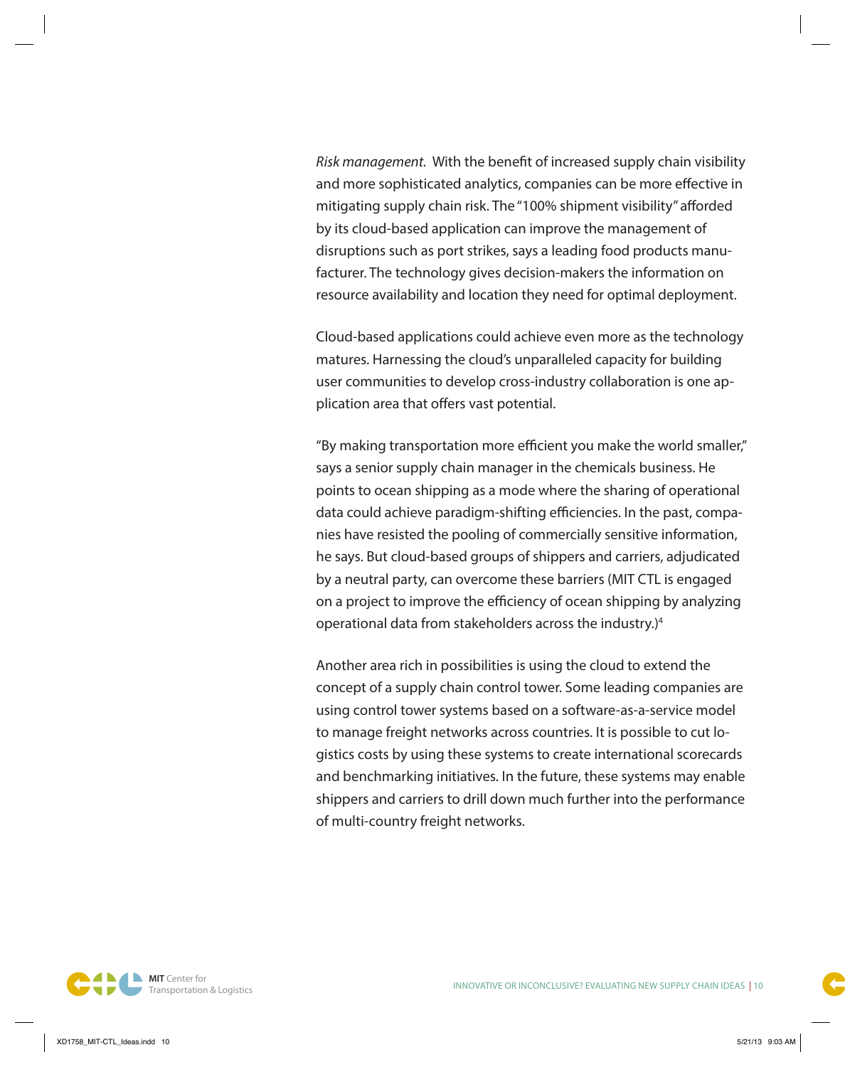*Risk management.* With the benefit of increased supply chain visibility and more sophisticated analytics, companies can be more effective in mitigating supply chain risk. The "100% shipment visibility" afforded by its cloud-based application can improve the management of disruptions such as port strikes, says a leading food products manufacturer. The technology gives decision-makers the information on resource availability and location they need for optimal deployment.

Cloud-based applications could achieve even more as the technology matures. Harnessing the cloud's unparalleled capacity for building user communities to develop cross-industry collaboration is one application area that offers vast potential.

"By making transportation more efficient you make the world smaller," says a senior supply chain manager in the chemicals business. He points to ocean shipping as a mode where the sharing of operational data could achieve paradigm-shifting efficiencies. In the past, companies have resisted the pooling of commercially sensitive information, he says. But cloud-based groups of shippers and carriers, adjudicated by a neutral party, can overcome these barriers (MIT CTL is engaged on a project to improve the efficiency of ocean shipping by analyzing operational data from stakeholders across the industry.)[4]

Another area rich in possibilities is using the cloud to extend the concept of a supply chain control tower. Some leading companies are using control tower systems based on a software-as-a-service model to manage freight networks across countries. It is possible to cut logistics costs by using these systems to create international scorecards and benchmarking initiatives. In the future, these systems may enable shippers and carriers to drill down much further into the performance of multi-country freight networks.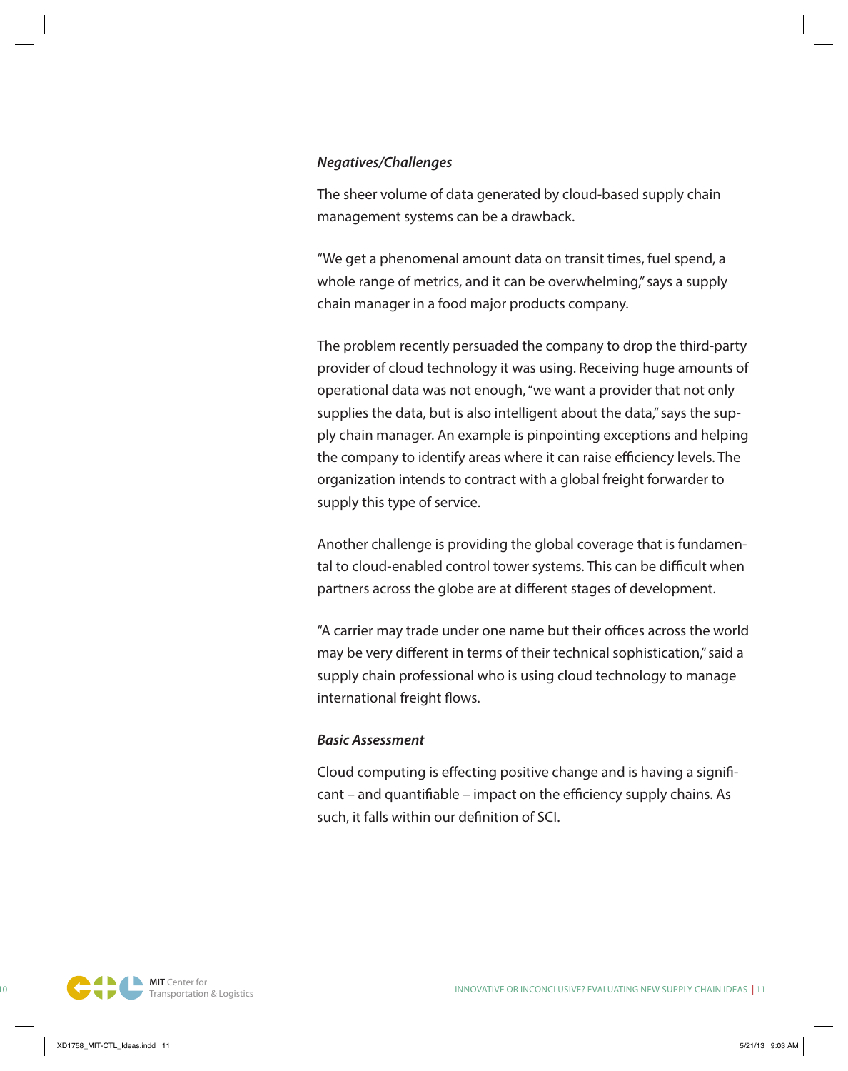***Negatives/Challenges***

The sheer volume of data generated by cloud-based supply chain management systems can be a drawback.

"We get a phenomenal amount data on transit times, fuel spend, a whole range of metrics, and it can be overwhelming," says a supply chain manager in a food major products company.

The problem recently persuaded the company to drop the third-party provider of cloud technology it was using. Receiving huge amounts of operational data was not enough, "we want a provider that not only supplies the data, but is also intelligent about the data," says the supply chain manager. An example is pinpointing exceptions and helping the company to identify areas where it can raise efficiency levels. The organization intends to contract with a global freight forwarder to supply this type of service.

Another challenge is providing the global coverage that is fundamental to cloud-enabled control tower systems. This can be difficult when partners across the globe are at different stages of development.

"A carrier may trade under one name but their offices across the world may be very different in terms of their technical sophistication," said a supply chain professional who is using cloud technology to manage international freight flows.

***Basic Assessment***

Cloud computing is effecting positive change and is having a significant – and quantifiable – impact on the efficiency supply chains. As such, it falls within our definition of SCI.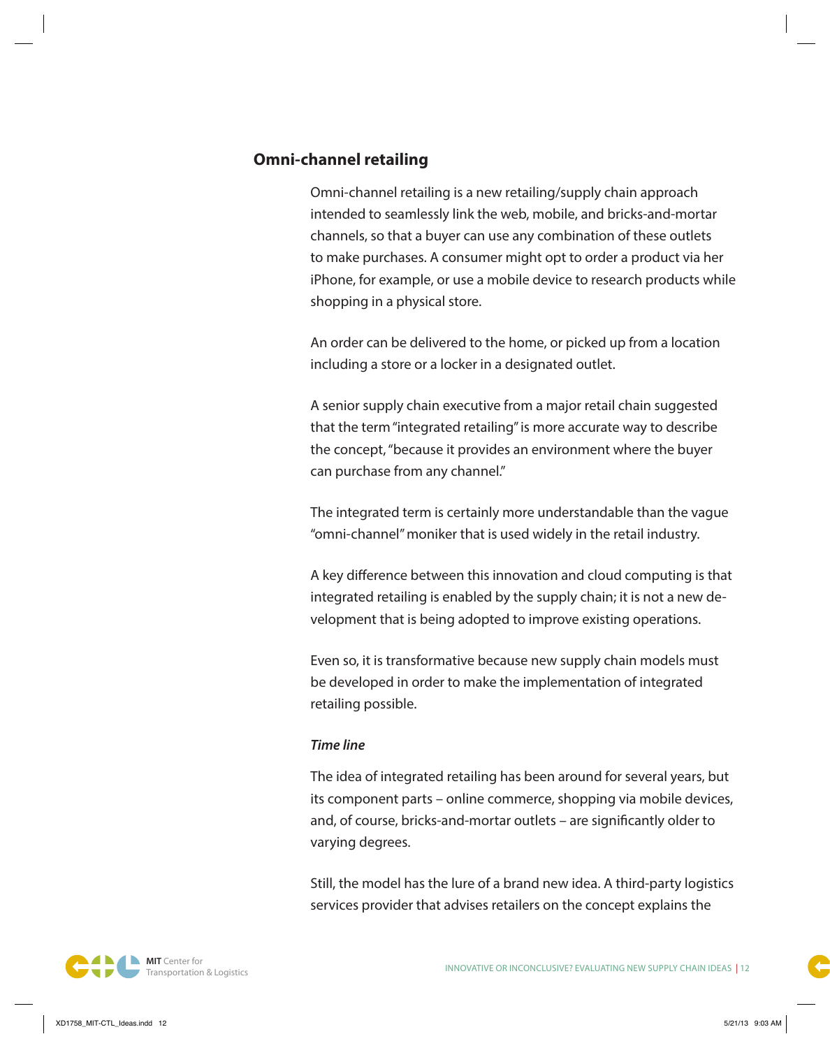## Omni-channel retailing

Omni-channel retailing is a new retailing/supply chain approach intended to seamlessly link the web, mobile, and bricks-and-mortar channels, so that a buyer can use any combination of these outlets to make purchases. A consumer might opt to order a product via her iPhone, for example, or use a mobile device to research products while shopping in a physical store.

An order can be delivered to the home, or picked up from a location including a store or a locker in a designated outlet.

A senior supply chain executive from a major retail chain suggested that the term "integrated retailing" is more accurate way to describe the concept, "because it provides an environment where the buyer can purchase from any channel."

The integrated term is certainly more understandable than the vague "omni-channel" moniker that is used widely in the retail industry.

A key difference between this innovation and cloud computing is that integrated retailing is enabled by the supply chain; it is not a new development that is being adopted to improve existing operations.

Even so, it is transformative because new supply chain models must be developed in order to make the implementation of integrated retailing possible.

*Time line*

The idea of integrated retailing has been around for several years, but its component parts – online commerce, shopping via mobile devices, and, of course, bricks-and-mortar outlets – are significantly older to varying degrees.

Still, the model has the lure of a brand new idea. A third-party logistics services provider that advises retailers on the concept explains the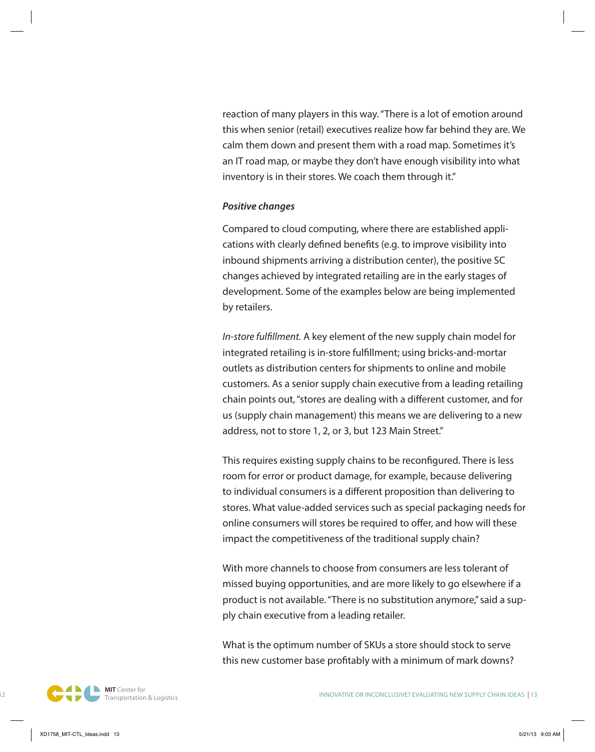reaction of many players in this way. "There is a lot of emotion around this when senior (retail) executives realize how far behind they are. We calm them down and present them with a road map. Sometimes it's an IT road map, or maybe they don't have enough visibility into what inventory is in their stores. We coach them through it."

***Positive changes***

Compared to cloud computing, where there are established applications with clearly defined benefits (e.g. to improve visibility into inbound shipments arriving a distribution center), the positive SC changes achieved by integrated retailing are in the early stages of development. Some of the examples below are being implemented by retailers.

*In-store fulfillment.* A key element of the new supply chain model for integrated retailing is in-store fulfillment; using bricks-and-mortar outlets as distribution centers for shipments to online and mobile customers. As a senior supply chain executive from a leading retailing chain points out, "stores are dealing with a different customer, and for us (supply chain management) this means we are delivering to a new address, not to store 1, 2, or 3, but 123 Main Street."

This requires existing supply chains to be reconfigured. There is less room for error or product damage, for example, because delivering to individual consumers is a different proposition than delivering to stores. What value-added services such as special packaging needs for online consumers will stores be required to offer, and how will these impact the competitiveness of the traditional supply chain?

With more channels to choose from consumers are less tolerant of missed buying opportunities, and are more likely to go elsewhere if a product is not available. "There is no substitution anymore," said a supply chain executive from a leading retailer.

What is the optimum number of SKUs a store should stock to serve this new customer base profitably with a minimum of mark downs?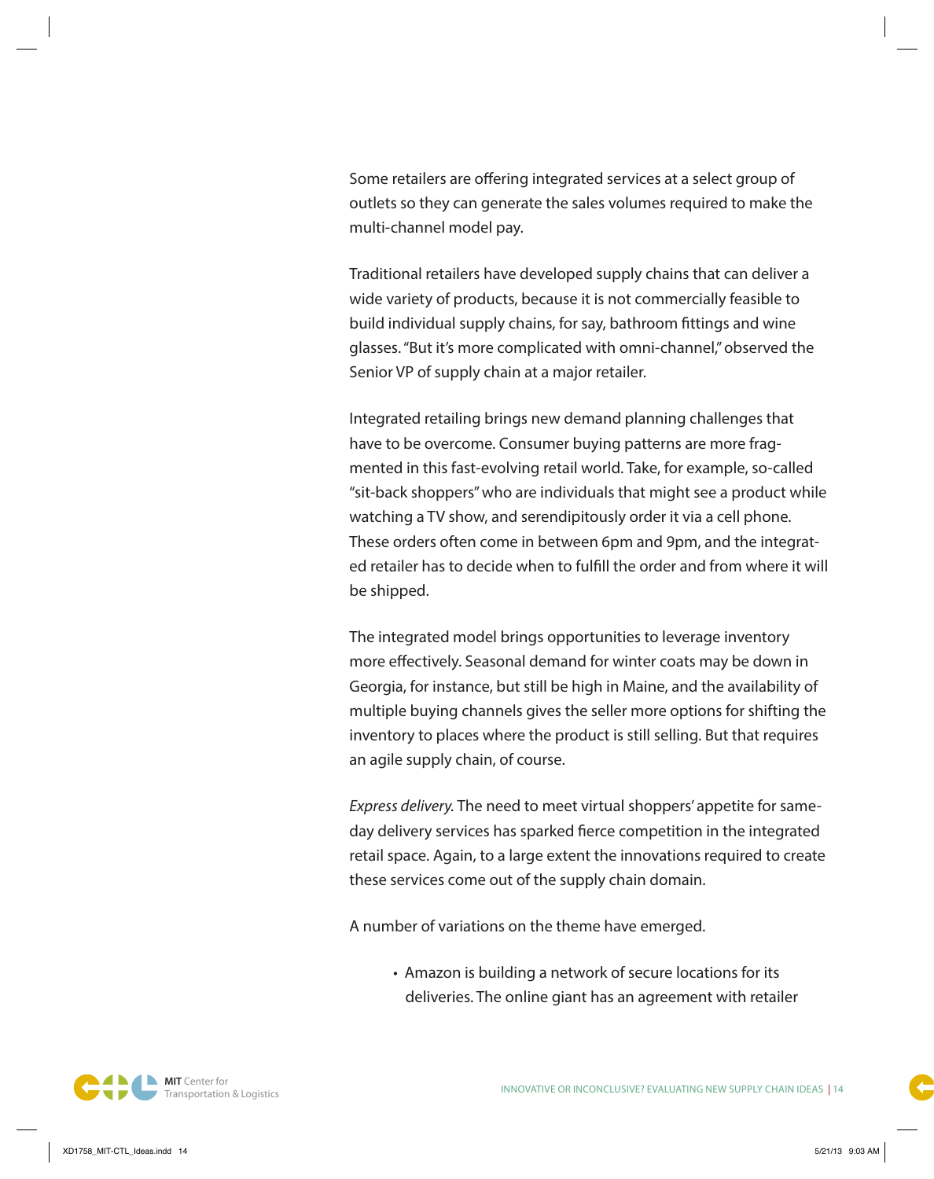Some retailers are offering integrated services at a select group of outlets so they can generate the sales volumes required to make the multi-channel model pay.

Traditional retailers have developed supply chains that can deliver a wide variety of products, because it is not commercially feasible to build individual supply chains, for say, bathroom fittings and wine glasses. "But it's more complicated with omni-channel," observed the Senior VP of supply chain at a major retailer.

Integrated retailing brings new demand planning challenges that have to be overcome. Consumer buying patterns are more fragmented in this fast-evolving retail world. Take, for example, so-called "sit-back shoppers" who are individuals that might see a product while watching a TV show, and serendipitously order it via a cell phone. These orders often come in between 6pm and 9pm, and the integrated retailer has to decide when to fulfill the order and from where it will be shipped.

The integrated model brings opportunities to leverage inventory more effectively. Seasonal demand for winter coats may be down in Georgia, for instance, but still be high in Maine, and the availability of multiple buying channels gives the seller more options for shifting the inventory to places where the product is still selling. But that requires an agile supply chain, of course.

*Express delivery.* The need to meet virtual shoppers' appetite for same-day delivery services has sparked fierce competition in the integrated retail space. Again, to a large extent the innovations required to create these services come out of the supply chain domain.

A number of variations on the theme have emerged.

- Amazon is building a network of secure locations for its deliveries. The online giant has an agreement with retailer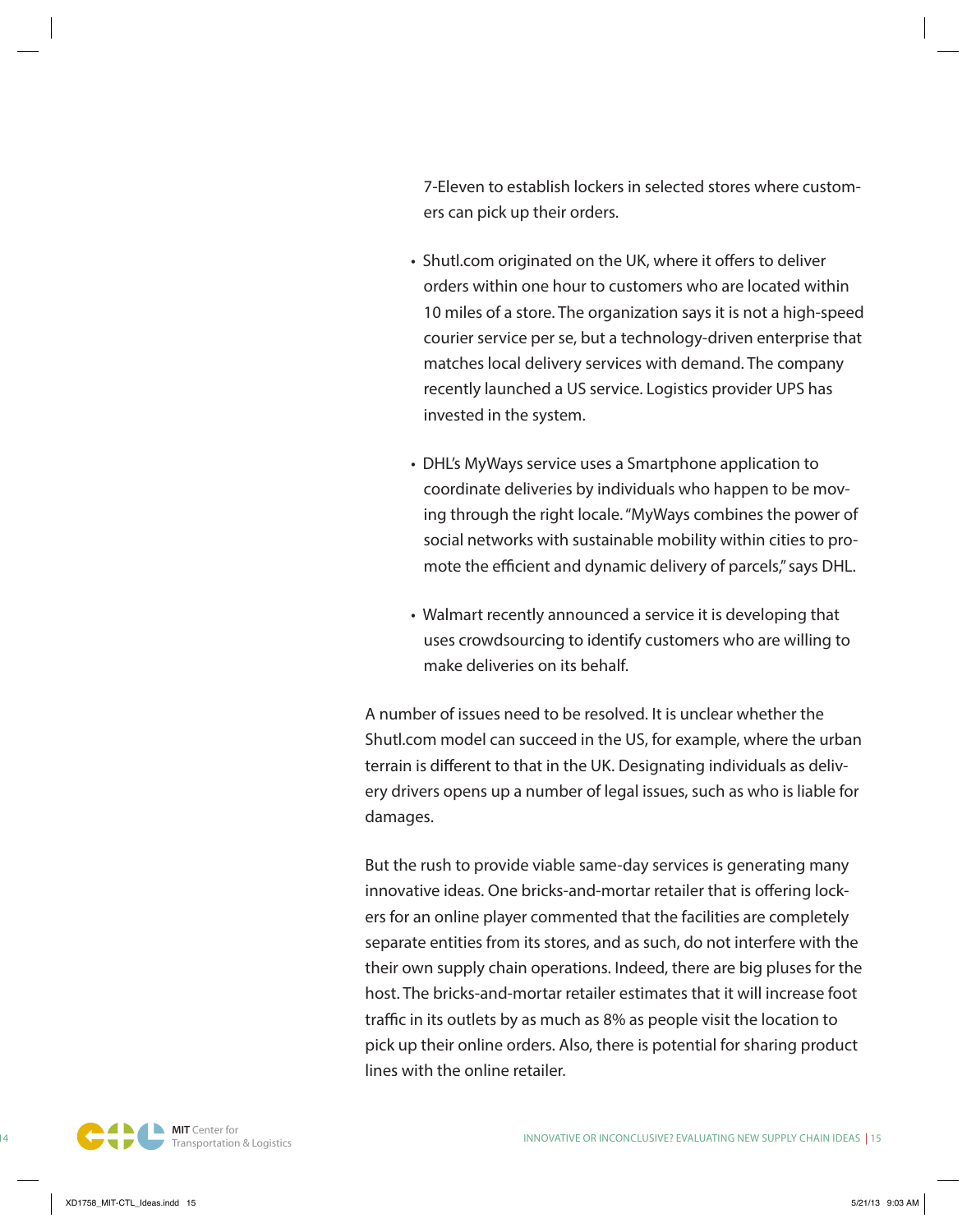7-Eleven to establish lockers in selected stores where customers can pick up their orders.

- Shutl.com originated on the UK, where it offers to deliver orders within one hour to customers who are located within 10 miles of a store. The organization says it is not a high-speed courier service per se, but a technology-driven enterprise that matches local delivery services with demand. The company recently launched a US service. Logistics provider UPS has invested in the system.

- DHL's MyWays service uses a Smartphone application to coordinate deliveries by individuals who happen to be moving through the right locale. "MyWays combines the power of social networks with sustainable mobility within cities to promote the efficient and dynamic delivery of parcels," says DHL.

- Walmart recently announced a service it is developing that uses crowdsourcing to identify customers who are willing to make deliveries on its behalf.

A number of issues need to be resolved. It is unclear whether the Shutl.com model can succeed in the US, for example, where the urban terrain is different to that in the UK. Designating individuals as delivery drivers opens up a number of legal issues, such as who is liable for damages.

But the rush to provide viable same-day services is generating many innovative ideas. One bricks-and-mortar retailer that is offering lockers for an online player commented that the facilities are completely separate entities from its stores, and as such, do not interfere with the their own supply chain operations. Indeed, there are big pluses for the host. The bricks-and-mortar retailer estimates that it will increase foot traffic in its outlets by as much as 8% as people visit the location to pick up their online orders. Also, there is potential for sharing product lines with the online retailer.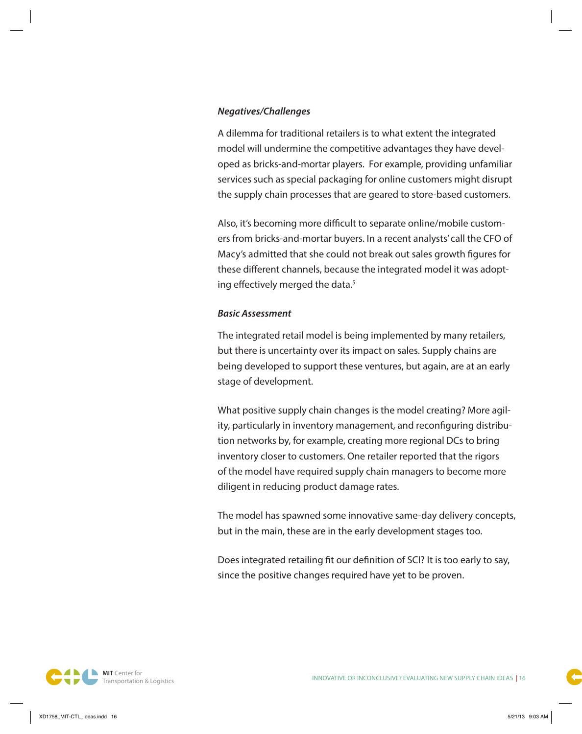### *Negatives/Challenges*

A dilemma for traditional retailers is to what extent the integrated model will undermine the competitive advantages they have developed as bricks-and-mortar players. For example, providing unfamiliar services such as special packaging for online customers might disrupt the supply chain processes that are geared to store-based customers.

Also, it's becoming more difficult to separate online/mobile customers from bricks-and-mortar buyers. In a recent analysts' call the CFO of Macy's admitted that she could not break out sales growth figures for these different channels, because the integrated model it was adopting effectively merged the data.[5]

### *Basic Assessment*

The integrated retail model is being implemented by many retailers, but there is uncertainty over its impact on sales. Supply chains are being developed to support these ventures, but again, are at an early stage of development.

What positive supply chain changes is the model creating? More agility, particularly in inventory management, and reconfiguring distribution networks by, for example, creating more regional DCs to bring inventory closer to customers. One retailer reported that the rigors of the model have required supply chain managers to become more diligent in reducing product damage rates.

The model has spawned some innovative same-day delivery concepts, but in the main, these are in the early development stages too.

Does integrated retailing fit our definition of SCI? It is too early to say, since the positive changes required have yet to be proven.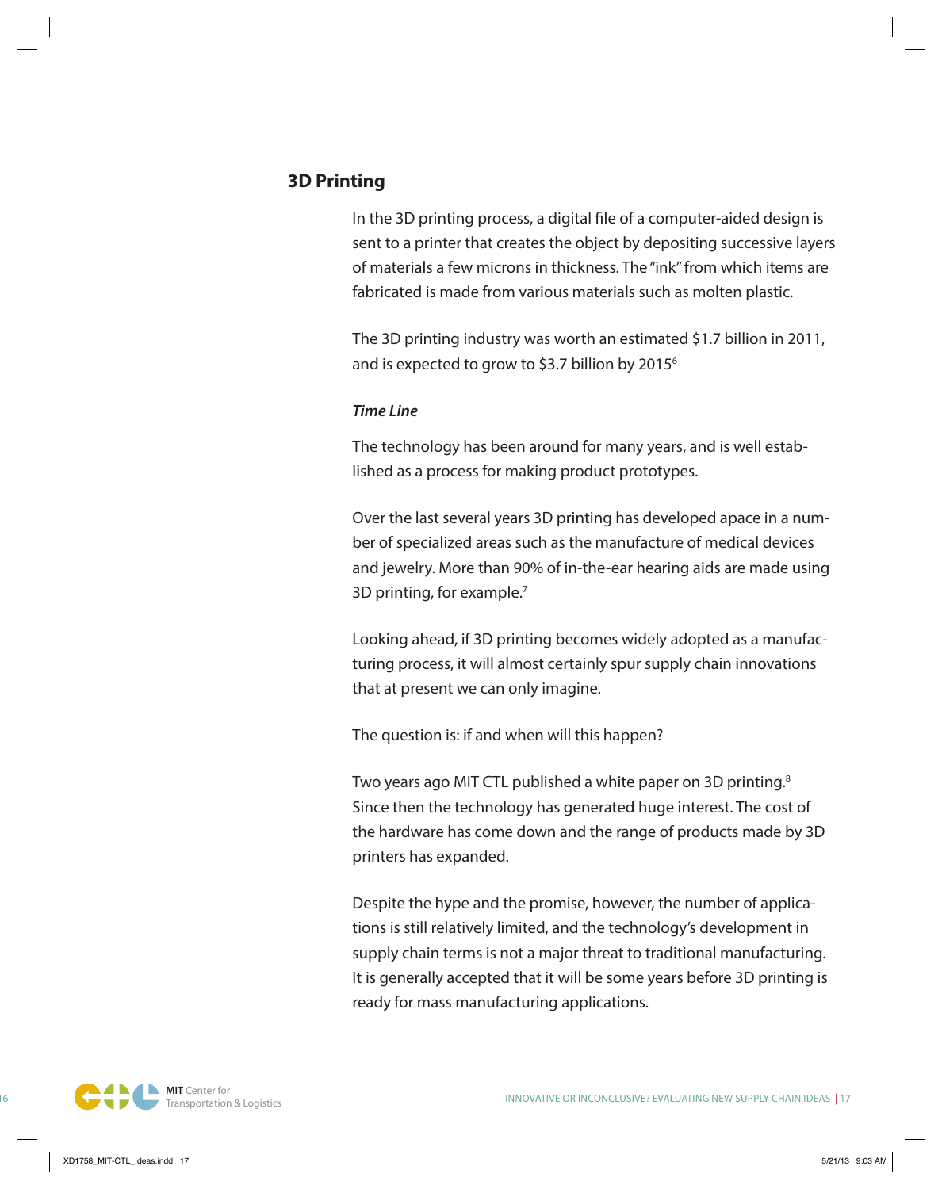## 3D Printing

In the 3D printing process, a digital file of a computer-aided design is sent to a printer that creates the object by depositing successive layers of materials a few microns in thickness. The "ink" from which items are fabricated is made from various materials such as molten plastic.

The 3D printing industry was worth an estimated $1.7 billion in 2011, and is expected to grow to $3.7 billion by 2015[6]

***Time Line***

The technology has been around for many years, and is well established as a process for making product prototypes.

Over the last several years 3D printing has developed apace in a number of specialized areas such as the manufacture of medical devices and jewelry. More than 90% of in-the-ear hearing aids are made using 3D printing, for example.[7]

Looking ahead, if 3D printing becomes widely adopted as a manufacturing process, it will almost certainly spur supply chain innovations that at present we can only imagine.

The question is: if and when will this happen?

Two years ago MIT CTL published a white paper on 3D printing.[8] Since then the technology has generated huge interest. The cost of the hardware has come down and the range of products made by 3D printers has expanded.

Despite the hype and the promise, however, the number of applications is still relatively limited, and the technology's development in supply chain terms is not a major threat to traditional manufacturing. It is generally accepted that it will be some years before 3D printing is ready for mass manufacturing applications.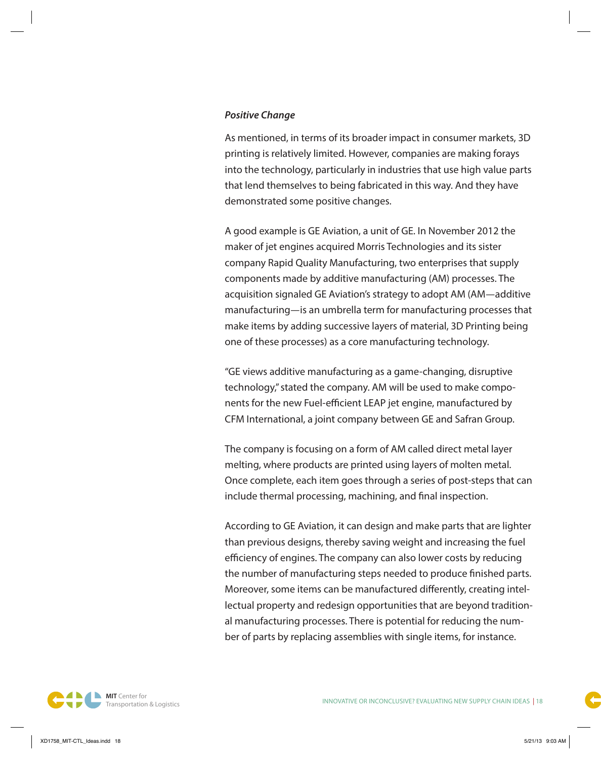***Positive Change***

As mentioned, in terms of its broader impact in consumer markets, 3D printing is relatively limited. However, companies are making forays into the technology, particularly in industries that use high value parts that lend themselves to being fabricated in this way. And they have demonstrated some positive changes.

A good example is GE Aviation, a unit of GE. In November 2012 the maker of jet engines acquired Morris Technologies and its sister company Rapid Quality Manufacturing, two enterprises that supply components made by additive manufacturing (AM) processes. The acquisition signaled GE Aviation's strategy to adopt AM (AM—additive manufacturing—is an umbrella term for manufacturing processes that make items by adding successive layers of material, 3D Printing being one of these processes) as a core manufacturing technology.

"GE views additive manufacturing as a game-changing, disruptive technology," stated the company. AM will be used to make components for the new Fuel-efficient LEAP jet engine, manufactured by CFM International, a joint company between GE and Safran Group.

The company is focusing on a form of AM called direct metal layer melting, where products are printed using layers of molten metal. Once complete, each item goes through a series of post-steps that can include thermal processing, machining, and final inspection.

According to GE Aviation, it can design and make parts that are lighter than previous designs, thereby saving weight and increasing the fuel efficiency of engines. The company can also lower costs by reducing the number of manufacturing steps needed to produce finished parts. Moreover, some items can be manufactured differently, creating intellectual property and redesign opportunities that are beyond traditional manufacturing processes. There is potential for reducing the number of parts by replacing assemblies with single items, for instance.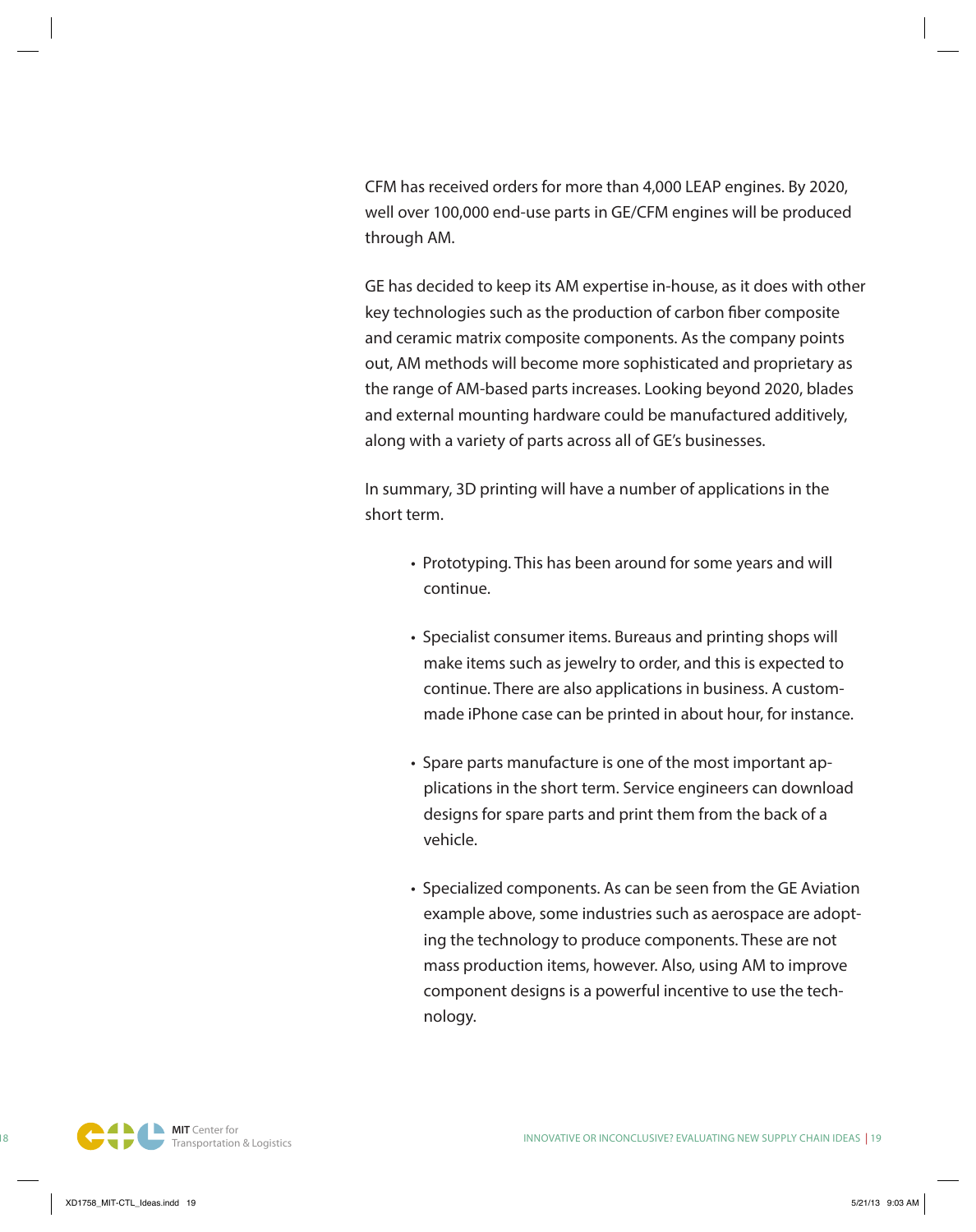CFM has received orders for more than 4,000 LEAP engines. By 2020, well over 100,000 end-use parts in GE/CFM engines will be produced through AM.

GE has decided to keep its AM expertise in-house, as it does with other key technologies such as the production of carbon fiber composite and ceramic matrix composite components. As the company points out, AM methods will become more sophisticated and proprietary as the range of AM-based parts increases. Looking beyond 2020, blades and external mounting hardware could be manufactured additively, along with a variety of parts across all of GE's businesses.

In summary, 3D printing will have a number of applications in the short term.

- Prototyping. This has been around for some years and will continue.
- Specialist consumer items. Bureaus and printing shops will make items such as jewelry to order, and this is expected to continue. There are also applications in business. A custom-made iPhone case can be printed in about hour, for instance.
- Spare parts manufacture is one of the most important applications in the short term. Service engineers can download designs for spare parts and print them from the back of a vehicle.
- Specialized components. As can be seen from the GE Aviation example above, some industries such as aerospace are adopting the technology to produce components. These are not mass production items, however. Also, using AM to improve component designs is a powerful incentive to use the technology.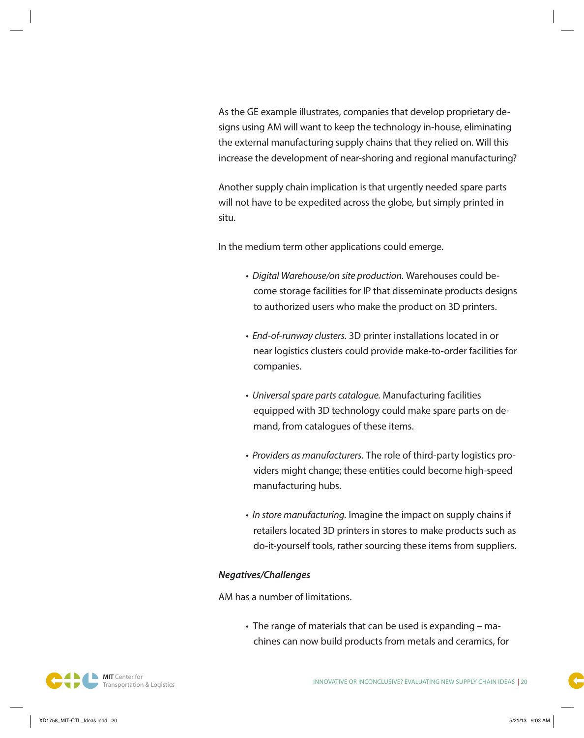As the GE example illustrates, companies that develop proprietary designs using AM will want to keep the technology in-house, eliminating the external manufacturing supply chains that they relied on. Will this increase the development of near-shoring and regional manufacturing?

Another supply chain implication is that urgently needed spare parts will not have to be expedited across the globe, but simply printed in situ.

In the medium term other applications could emerge.

- *Digital Warehouse/on site production.* Warehouses could become storage facilities for IP that disseminate products designs to authorized users who make the product on 3D printers.

- *End-of-runway clusters.* 3D printer installations located in or near logistics clusters could provide make-to-order facilities for companies.

- *Universal spare parts catalogue.* Manufacturing facilities equipped with 3D technology could make spare parts on demand, from catalogues of these items.

- *Providers as manufacturers.* The role of third-party logistics providers might change; these entities could become high-speed manufacturing hubs.

- *In store manufacturing.* Imagine the impact on supply chains if retailers located 3D printers in stores to make products such as do-it-yourself tools, rather sourcing these items from suppliers.

***Negatives/Challenges***

AM has a number of limitations.

- The range of materials that can be used is expanding – machines can now build products from metals and ceramics, for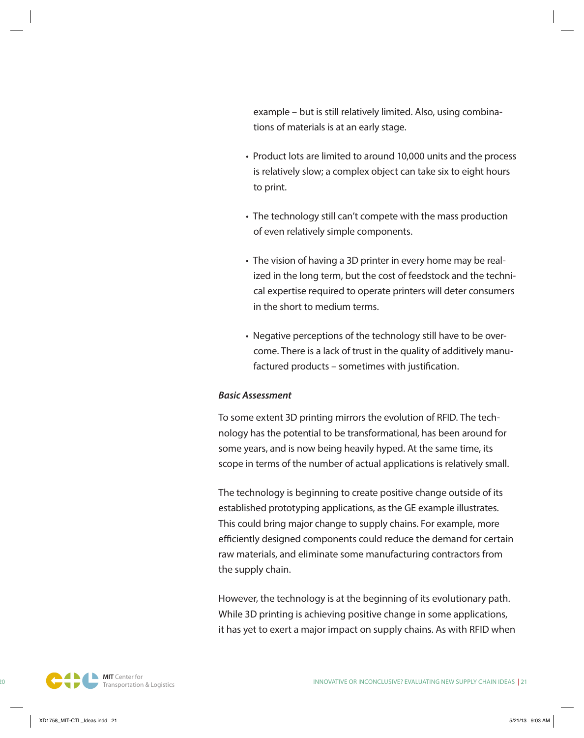example – but is still relatively limited. Also, using combinations of materials is at an early stage.

- Product lots are limited to around 10,000 units and the process is relatively slow; a complex object can take six to eight hours to print.

- The technology still can't compete with the mass production of even relatively simple components.

- The vision of having a 3D printer in every home may be realized in the long term, but the cost of feedstock and the technical expertise required to operate printers will deter consumers in the short to medium terms.

- Negative perceptions of the technology still have to be overcome. There is a lack of trust in the quality of additively manufactured products – sometimes with justification.

***Basic Assessment***

To some extent 3D printing mirrors the evolution of RFID. The technology has the potential to be transformational, has been around for some years, and is now being heavily hyped. At the same time, its scope in terms of the number of actual applications is relatively small.

The technology is beginning to create positive change outside of its established prototyping applications, as the GE example illustrates. This could bring major change to supply chains. For example, more efficiently designed components could reduce the demand for certain raw materials, and eliminate some manufacturing contractors from the supply chain.

However, the technology is at the beginning of its evolutionary path. While 3D printing is achieving positive change in some applications, it has yet to exert a major impact on supply chains. As with RFID when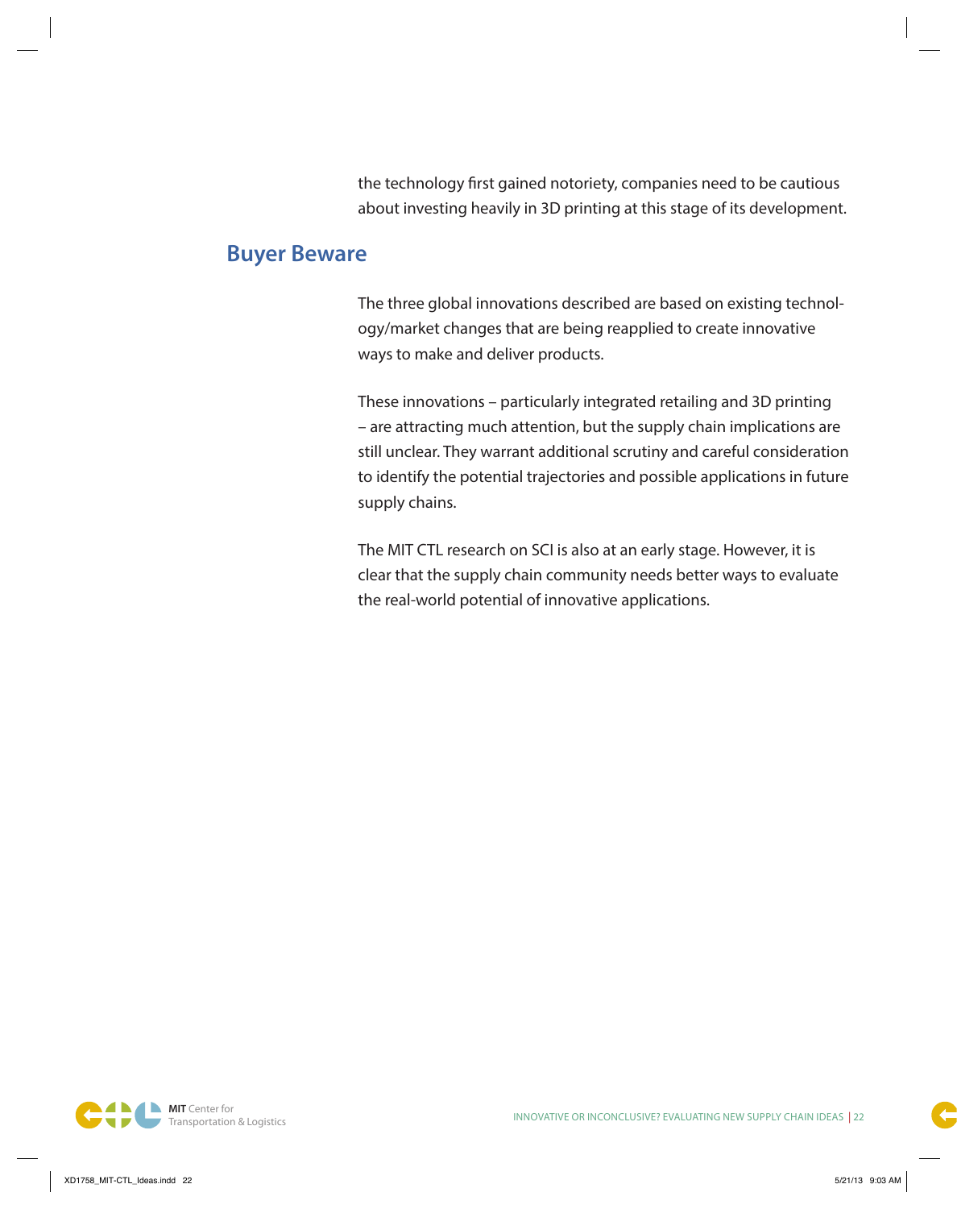the technology first gained notoriety, companies need to be cautious about investing heavily in 3D printing at this stage of its development.

## Buyer Beware

The three global innovations described are based on existing technology/market changes that are being reapplied to create innovative ways to make and deliver products.

These innovations – particularly integrated retailing and 3D printing – are attracting much attention, but the supply chain implications are still unclear. They warrant additional scrutiny and careful consideration to identify the potential trajectories and possible applications in future supply chains.

The MIT CTL research on SCI is also at an early stage. However, it is clear that the supply chain community needs better ways to evaluate the real-world potential of innovative applications.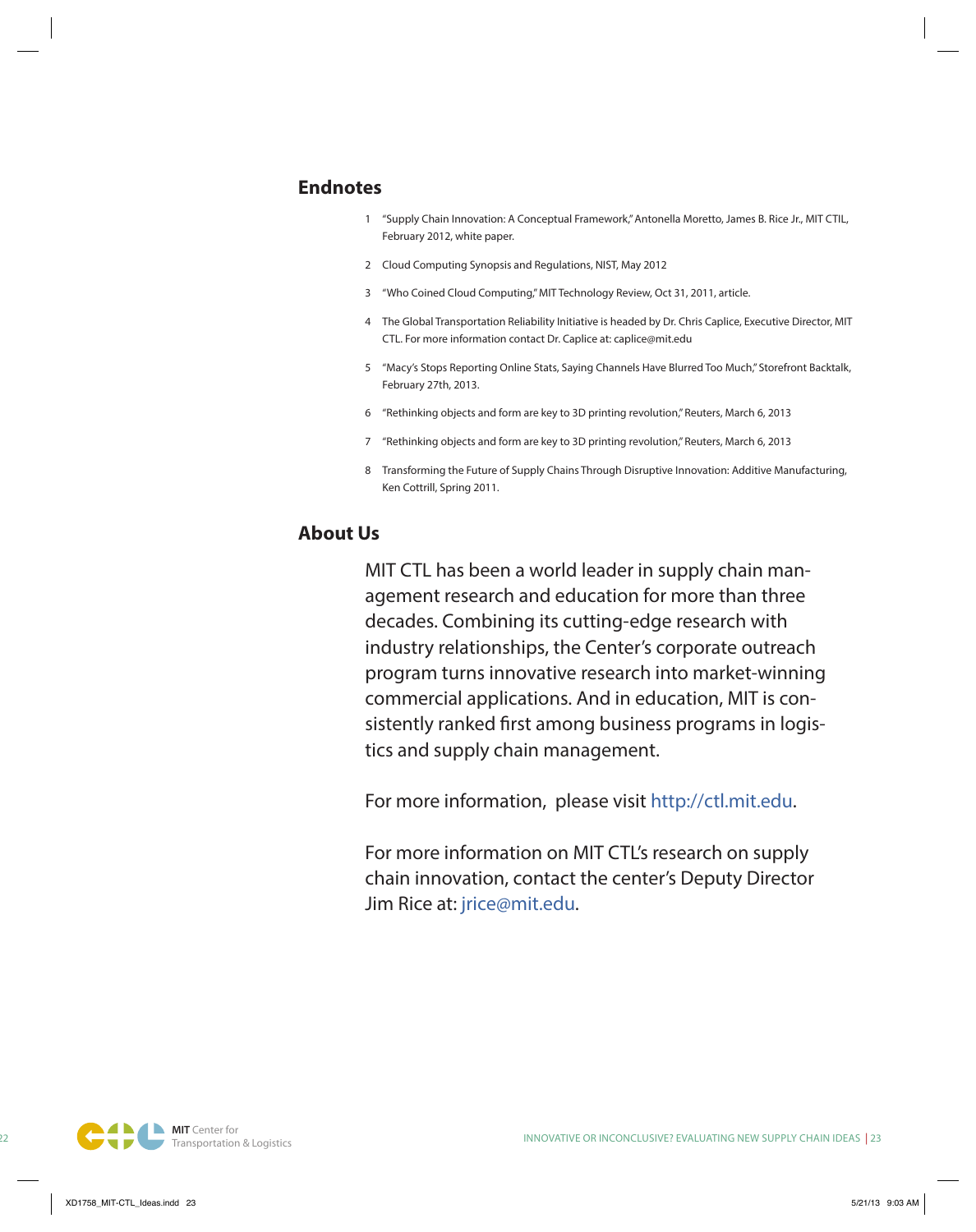## Endnotes

1. "Supply Chain Innovation: A Conceptual Framework," Antonella Moretto, James B. Rice Jr., MIT CTIL, February 2012, white paper.
2. Cloud Computing Synopsis and Regulations, NIST, May 2012
3. "Who Coined Cloud Computing," MIT Technology Review, Oct 31, 2011, article.
4. The Global Transportation Reliability Initiative is headed by Dr. Chris Caplice, Executive Director, MIT CTL. For more information contact Dr. Caplice at: caplice@mit.edu
5. "Macy's Stops Reporting Online Stats, Saying Channels Have Blurred Too Much," Storefront Backtalk, February 27th, 2013.
6. "Rethinking objects and form are key to 3D printing revolution," Reuters, March 6, 2013
7. "Rethinking objects and form are key to 3D printing revolution," Reuters, March 6, 2013
8. Transforming the Future of Supply Chains Through Disruptive Innovation: Additive Manufacturing, Ken Cottrill, Spring 2011.

## About Us

MIT CTL has been a world leader in supply chain management research and education for more than three decades. Combining its cutting-edge research with industry relationships, the Center's corporate outreach program turns innovative research into market-winning commercial applications. And in education, MIT is consistently ranked first among business programs in logistics and supply chain management.

For more information, please visit http://ctl.mit.edu.

For more information on MIT CTL's research on supply chain innovation, contact the center's Deputy Director Jim Rice at: jrice@mit.edu.